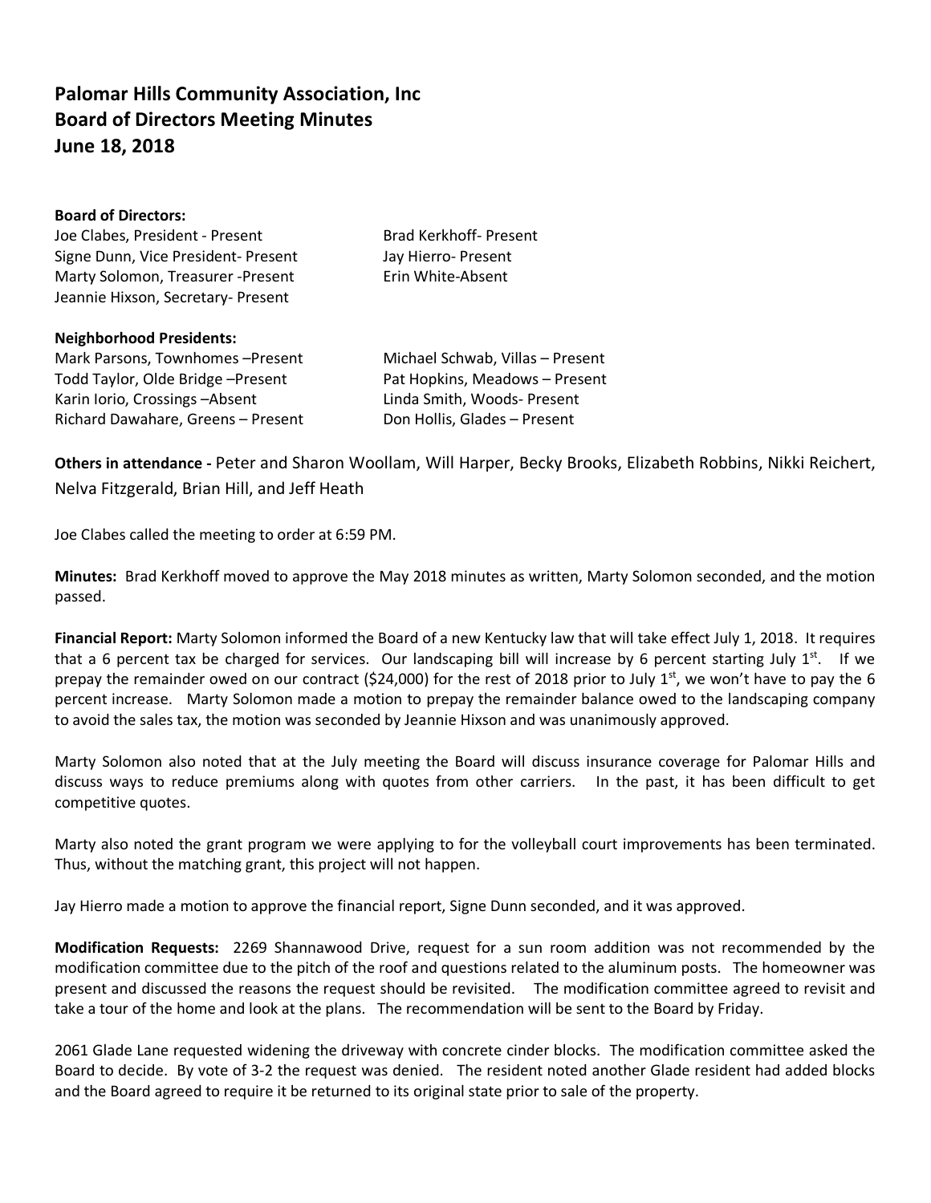# Palomar Hills Community Association, Inc
# Board of Directors Meeting Minutes
# June 18, 2018

**Board of Directors:**

Joe Clabes, President - Present
Signe Dunn, Vice President- Present
Marty Solomon, Treasurer -Present
Jeannie Hixson, Secretary- Present
Brad Kerkhoff- Present
Jay Hierro- Present
Erin White-Absent

**Neighborhood Presidents:**

Mark Parsons, Townhomes –Present
Todd Taylor, Olde Bridge –Present
Karin Iorio, Crossings –Absent
Richard Dawahare, Greens – Present
Michael Schwab, Villas – Present
Pat Hopkins, Meadows – Present
Linda Smith, Woods- Present
Don Hollis, Glades – Present

**Others in attendance -** Peter and Sharon Woollam, Will Harper, Becky Brooks, Elizabeth Robbins, Nikki Reichert, Nelva Fitzgerald, Brian Hill, and Jeff Heath

Joe Clabes called the meeting to order at 6:59 PM.

**Minutes:** Brad Kerkhoff moved to approve the May 2018 minutes as written, Marty Solomon seconded, and the motion passed.

**Financial Report:** Marty Solomon informed the Board of a new Kentucky law that will take effect July 1, 2018. It requires that a 6 percent tax be charged for services. Our landscaping bill will increase by 6 percent starting July 1st. If we prepay the remainder owed on our contract ($24,000) for the rest of 2018 prior to July 1st, we won't have to pay the 6 percent increase. Marty Solomon made a motion to prepay the remainder balance owed to the landscaping company to avoid the sales tax, the motion was seconded by Jeannie Hixson and was unanimously approved.

Marty Solomon also noted that at the July meeting the Board will discuss insurance coverage for Palomar Hills and discuss ways to reduce premiums along with quotes from other carriers. In the past, it has been difficult to get competitive quotes.

Marty also noted the grant program we were applying to for the volleyball court improvements has been terminated. Thus, without the matching grant, this project will not happen.

Jay Hierro made a motion to approve the financial report, Signe Dunn seconded, and it was approved.

**Modification Requests:** 2269 Shannawood Drive, request for a sun room addition was not recommended by the modification committee due to the pitch of the roof and questions related to the aluminum posts. The homeowner was present and discussed the reasons the request should be revisited. The modification committee agreed to revisit and take a tour of the home and look at the plans. The recommendation will be sent to the Board by Friday.

2061 Glade Lane requested widening the driveway with concrete cinder blocks. The modification committee asked the Board to decide. By vote of 3-2 the request was denied. The resident noted another Glade resident had added blocks and the Board agreed to require it be returned to its original state prior to sale of the property.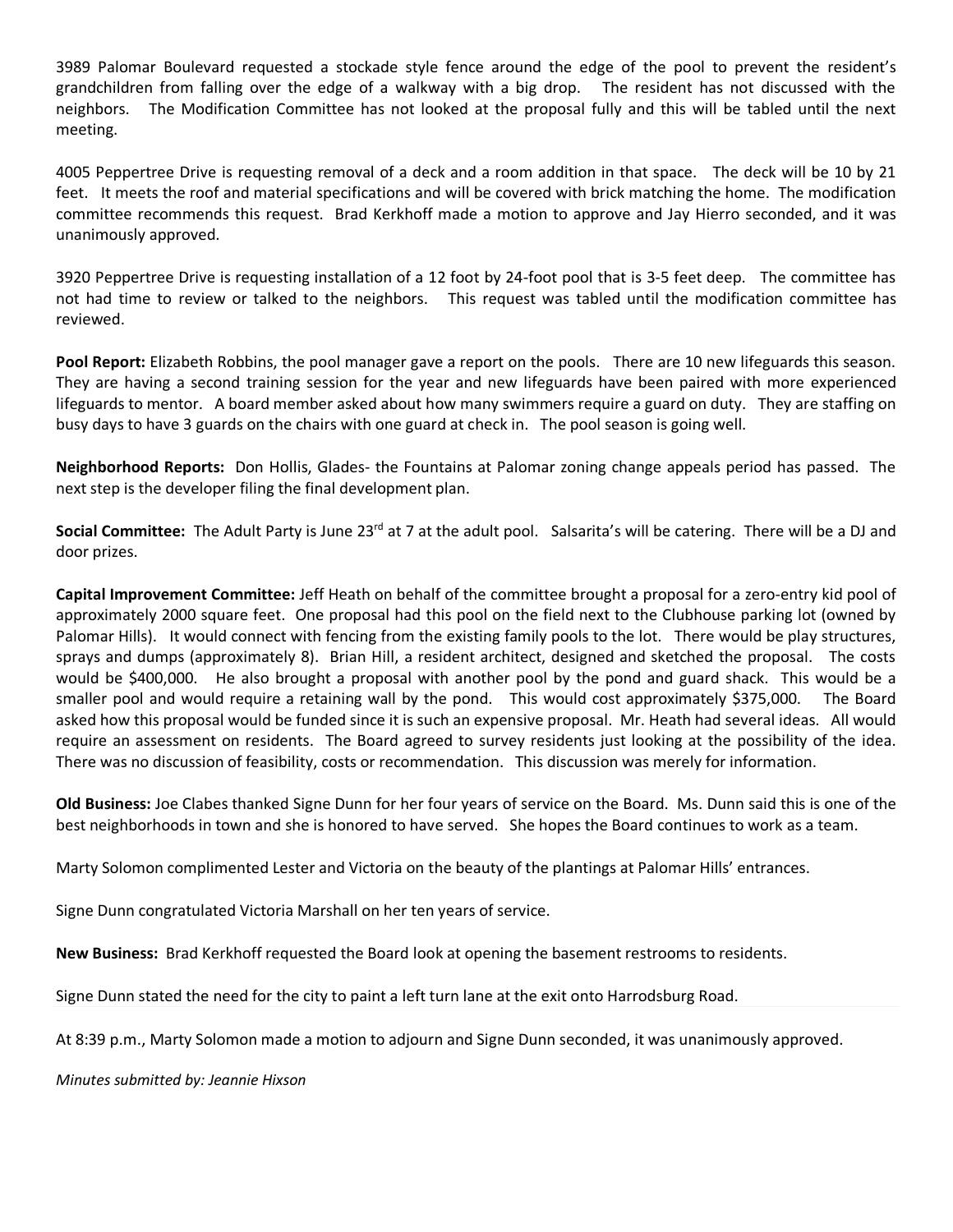3989 Palomar Boulevard requested a stockade style fence around the edge of the pool to prevent the resident's grandchildren from falling over the edge of a walkway with a big drop. The resident has not discussed with the neighbors. The Modification Committee has not looked at the proposal fully and this will be tabled until the next meeting.

4005 Peppertree Drive is requesting removal of a deck and a room addition in that space. The deck will be 10 by 21 feet. It meets the roof and material specifications and will be covered with brick matching the home. The modification committee recommends this request. Brad Kerkhoff made a motion to approve and Jay Hierro seconded, and it was unanimously approved.

3920 Peppertree Drive is requesting installation of a 12 foot by 24-foot pool that is 3-5 feet deep. The committee has not had time to review or talked to the neighbors. This request was tabled until the modification committee has reviewed.

**Pool Report:** Elizabeth Robbins, the pool manager gave a report on the pools. There are 10 new lifeguards this season. They are having a second training session for the year and new lifeguards have been paired with more experienced lifeguards to mentor. A board member asked about how many swimmers require a guard on duty. They are staffing on busy days to have 3 guards on the chairs with one guard at check in. The pool season is going well.

**Neighborhood Reports:** Don Hollis, Glades- the Fountains at Palomar zoning change appeals period has passed. The next step is the developer filing the final development plan.

**Social Committee:** The Adult Party is June 23rd at 7 at the adult pool. Salsarita's will be catering. There will be a DJ and door prizes.

**Capital Improvement Committee:** Jeff Heath on behalf of the committee brought a proposal for a zero-entry kid pool of approximately 2000 square feet. One proposal had this pool on the field next to the Clubhouse parking lot (owned by Palomar Hills). It would connect with fencing from the existing family pools to the lot. There would be play structures, sprays and dumps (approximately 8). Brian Hill, a resident architect, designed and sketched the proposal. The costs would be $400,000. He also brought a proposal with another pool by the pond and guard shack. This would be a smaller pool and would require a retaining wall by the pond. This would cost approximately $375,000. The Board asked how this proposal would be funded since it is such an expensive proposal. Mr. Heath had several ideas. All would require an assessment on residents. The Board agreed to survey residents just looking at the possibility of the idea. There was no discussion of feasibility, costs or recommendation. This discussion was merely for information.

**Old Business:** Joe Clabes thanked Signe Dunn for her four years of service on the Board. Ms. Dunn said this is one of the best neighborhoods in town and she is honored to have served. She hopes the Board continues to work as a team.

Marty Solomon complimented Lester and Victoria on the beauty of the plantings at Palomar Hills' entrances.

Signe Dunn congratulated Victoria Marshall on her ten years of service.

**New Business:** Brad Kerkhoff requested the Board look at opening the basement restrooms to residents.

Signe Dunn stated the need for the city to paint a left turn lane at the exit onto Harrodsburg Road.

At 8:39 p.m., Marty Solomon made a motion to adjourn and Signe Dunn seconded, it was unanimously approved.

*Minutes submitted by: Jeannie Hixson*